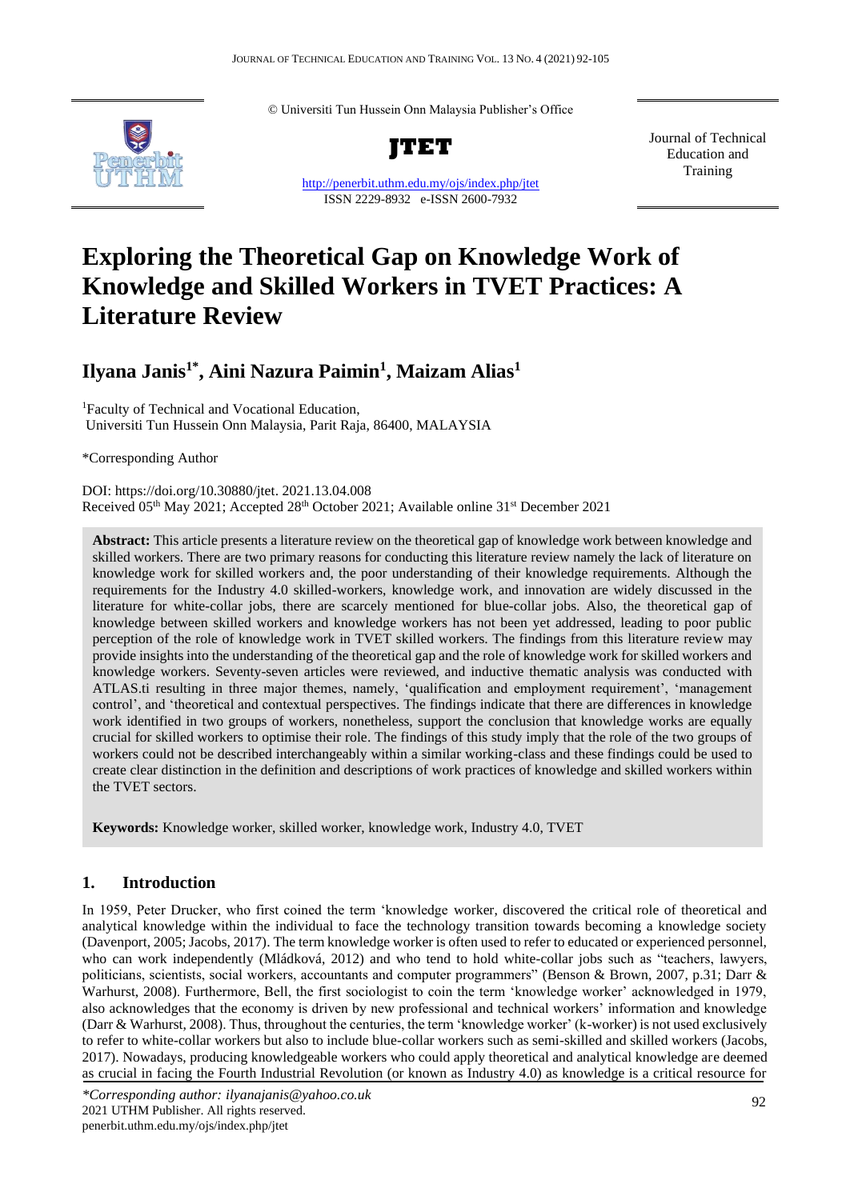© Universiti Tun Hussein Onn Malaysia Publisher's Office

**JTET**

http://penerbit.uthm.edu.my/ojs/index.php/jtet

ISSN 2229-8932 e-ISSN 2600-7932

Journal of Technical Education and Training

# Exploring the Theoretical Gap on Knowledge Work of Knowledge and Skilled Workers in TVET Practices: A Literature Review

## Ilyana Janis[1*], Aini Nazura Paimin[1], Maizam Alias[1]

[1]Faculty of Technical and Vocational Education, Universiti Tun Hussein Onn Malaysia, Parit Raja, 86400, MALAYSIA

*Corresponding Author

DOI: https://doi.org/10.30880/jtet. 2021.13.04.008

Received 05th May 2021; Accepted 28th October 2021; Available online 31st December 2021

**Abstract:** This article presents a literature review on the theoretical gap of knowledge work between knowledge and skilled workers. There are two primary reasons for conducting this literature review namely the lack of literature on knowledge work for skilled workers and, the poor understanding of their knowledge requirements. Although the requirements for the Industry 4.0 skilled-workers, knowledge work, and innovation are widely discussed in the literature for white-collar jobs, there are scarcely mentioned for blue-collar jobs. Also, the theoretical gap of knowledge between skilled workers and knowledge workers has not been yet addressed, leading to poor public perception of the role of knowledge work in TVET skilled workers. The findings from this literature review may provide insights into the understanding of the theoretical gap and the role of knowledge work for skilled workers and knowledge workers. Seventy-seven articles were reviewed, and inductive thematic analysis was conducted with ATLAS.ti resulting in three major themes, namely, 'qualification and employment requirement', 'management control', and 'theoretical and contextual perspectives. The findings indicate that there are differences in knowledge work identified in two groups of workers, nonetheless, support the conclusion that knowledge works are equally crucial for skilled workers to optimise their role. The findings of this study imply that the role of the two groups of workers could not be described interchangeably within a similar working-class and these findings could be used to create clear distinction in the definition and descriptions of work practices of knowledge and skilled workers within the TVET sectors.

**Keywords:** Knowledge worker, skilled worker, knowledge work, Industry 4.0, TVET

## 1. Introduction

In 1959, Peter Drucker, who first coined the term 'knowledge worker, discovered the critical role of theoretical and analytical knowledge within the individual to face the technology transition towards becoming a knowledge society (Davenport, 2005; Jacobs, 2017). The term knowledge worker is often used to refer to educated or experienced personnel, who can work independently (Mládková, 2012) and who tend to hold white-collar jobs such as "teachers, lawyers, politicians, scientists, social workers, accountants and computer programmers" (Benson & Brown, 2007, p.31; Darr & Warhurst, 2008). Furthermore, Bell, the first sociologist to coin the term 'knowledge worker' acknowledged in 1979, also acknowledges that the economy is driven by new professional and technical workers' information and knowledge (Darr & Warhurst, 2008). Thus, throughout the centuries, the term 'knowledge worker' (k-worker) is not used exclusively to refer to white-collar workers but also to include blue-collar workers such as semi-skilled and skilled workers (Jacobs, 2017). Nowadays, producing knowledgeable workers who could apply theoretical and analytical knowledge are deemed as crucial in facing the Fourth Industrial Revolution (or known as Industry 4.0) as knowledge is a critical resource for

*\*Corresponding author: ilyanajanis@yahoo.co.uk*
2021 UTHM Publisher. All rights reserved.
penerbit.uthm.edu.my/ojs/index.php/jtet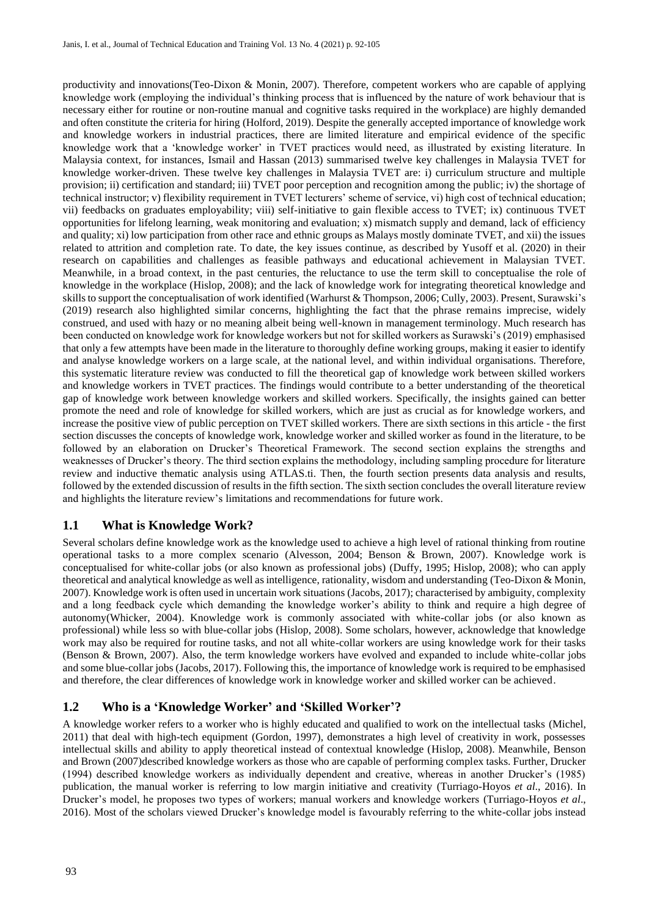productivity and innovations(Teo-Dixon & Monin, 2007). Therefore, competent workers who are capable of applying knowledge work (employing the individual's thinking process that is influenced by the nature of work behaviour that is necessary either for routine or non-routine manual and cognitive tasks required in the workplace) are highly demanded and often constitute the criteria for hiring (Holford, 2019). Despite the generally accepted importance of knowledge work and knowledge workers in industrial practices, there are limited literature and empirical evidence of the specific knowledge work that a 'knowledge worker' in TVET practices would need, as illustrated by existing literature. In Malaysia context, for instances, Ismail and Hassan (2013) summarised twelve key challenges in Malaysia TVET for knowledge worker-driven. These twelve key challenges in Malaysia TVET are: i) curriculum structure and multiple provision; ii) certification and standard; iii) TVET poor perception and recognition among the public; iv) the shortage of technical instructor; v) flexibility requirement in TVET lecturers' scheme of service, vi) high cost of technical education; vii) feedbacks on graduates employability; viii) self-initiative to gain flexible access to TVET; ix) continuous TVET opportunities for lifelong learning, weak monitoring and evaluation; x) mismatch supply and demand, lack of efficiency and quality; xi) low participation from other race and ethnic groups as Malays mostly dominate TVET, and xii) the issues related to attrition and completion rate. To date, the key issues continue, as described by Yusoff et al. (2020) in their research on capabilities and challenges as feasible pathways and educational achievement in Malaysian TVET. Meanwhile, in a broad context, in the past centuries, the reluctance to use the term skill to conceptualise the role of knowledge in the workplace (Hislop, 2008); and the lack of knowledge work for integrating theoretical knowledge and skills to support the conceptualisation of work identified (Warhurst & Thompson, 2006; Cully, 2003). Present, Surawski's (2019) research also highlighted similar concerns, highlighting the fact that the phrase remains imprecise, widely construed, and used with hazy or no meaning albeit being well-known in management terminology. Much research has been conducted on knowledge work for knowledge workers but not for skilled workers as Surawski's (2019) emphasised that only a few attempts have been made in the literature to thoroughly define working groups, making it easier to identify and analyse knowledge workers on a large scale, at the national level, and within individual organisations. Therefore, this systematic literature review was conducted to fill the theoretical gap of knowledge work between skilled workers and knowledge workers in TVET practices. The findings would contribute to a better understanding of the theoretical gap of knowledge work between knowledge workers and skilled workers. Specifically, the insights gained can better promote the need and role of knowledge for skilled workers, which are just as crucial as for knowledge workers, and increase the positive view of public perception on TVET skilled workers. There are sixth sections in this article - the first section discusses the concepts of knowledge work, knowledge worker and skilled worker as found in the literature, to be followed by an elaboration on Drucker's Theoretical Framework. The second section explains the strengths and weaknesses of Drucker's theory. The third section explains the methodology, including sampling procedure for literature review and inductive thematic analysis using ATLAS.ti. Then, the fourth section presents data analysis and results, followed by the extended discussion of results in the fifth section. The sixth section concludes the overall literature review and highlights the literature review's limitations and recommendations for future work.

## 1.1 What is Knowledge Work?

Several scholars define knowledge work as the knowledge used to achieve a high level of rational thinking from routine operational tasks to a more complex scenario (Alvesson, 2004; Benson & Brown, 2007). Knowledge work is conceptualised for white-collar jobs (or also known as professional jobs) (Duffy, 1995; Hislop, 2008); who can apply theoretical and analytical knowledge as well as intelligence, rationality, wisdom and understanding (Teo-Dixon & Monin, 2007). Knowledge work is often used in uncertain work situations (Jacobs, 2017); characterised by ambiguity, complexity and a long feedback cycle which demanding the knowledge worker's ability to think and require a high degree of autonomy(Whicker, 2004). Knowledge work is commonly associated with white-collar jobs (or also known as professional) while less so with blue-collar jobs (Hislop, 2008). Some scholars, however, acknowledge that knowledge work may also be required for routine tasks, and not all white-collar workers are using knowledge work for their tasks (Benson & Brown, 2007). Also, the term knowledge workers have evolved and expanded to include white-collar jobs and some blue-collar jobs (Jacobs, 2017). Following this, the importance of knowledge work is required to be emphasised and therefore, the clear differences of knowledge work in knowledge worker and skilled worker can be achieved.

## 1.2 Who is a 'Knowledge Worker' and 'Skilled Worker'?

A knowledge worker refers to a worker who is highly educated and qualified to work on the intellectual tasks (Michel, 2011) that deal with high-tech equipment (Gordon, 1997), demonstrates a high level of creativity in work, possesses intellectual skills and ability to apply theoretical instead of contextual knowledge (Hislop, 2008). Meanwhile, Benson and Brown (2007)described knowledge workers as those who are capable of performing complex tasks. Further, Drucker (1994) described knowledge workers as individually dependent and creative, whereas in another Drucker's (1985) publication, the manual worker is referring to low margin initiative and creativity (Turriago-Hoyos *et al*., 2016). In Drucker's model, he proposes two types of workers; manual workers and knowledge workers (Turriago-Hoyos *et al*., 2016). Most of the scholars viewed Drucker's knowledge model is favourably referring to the white-collar jobs instead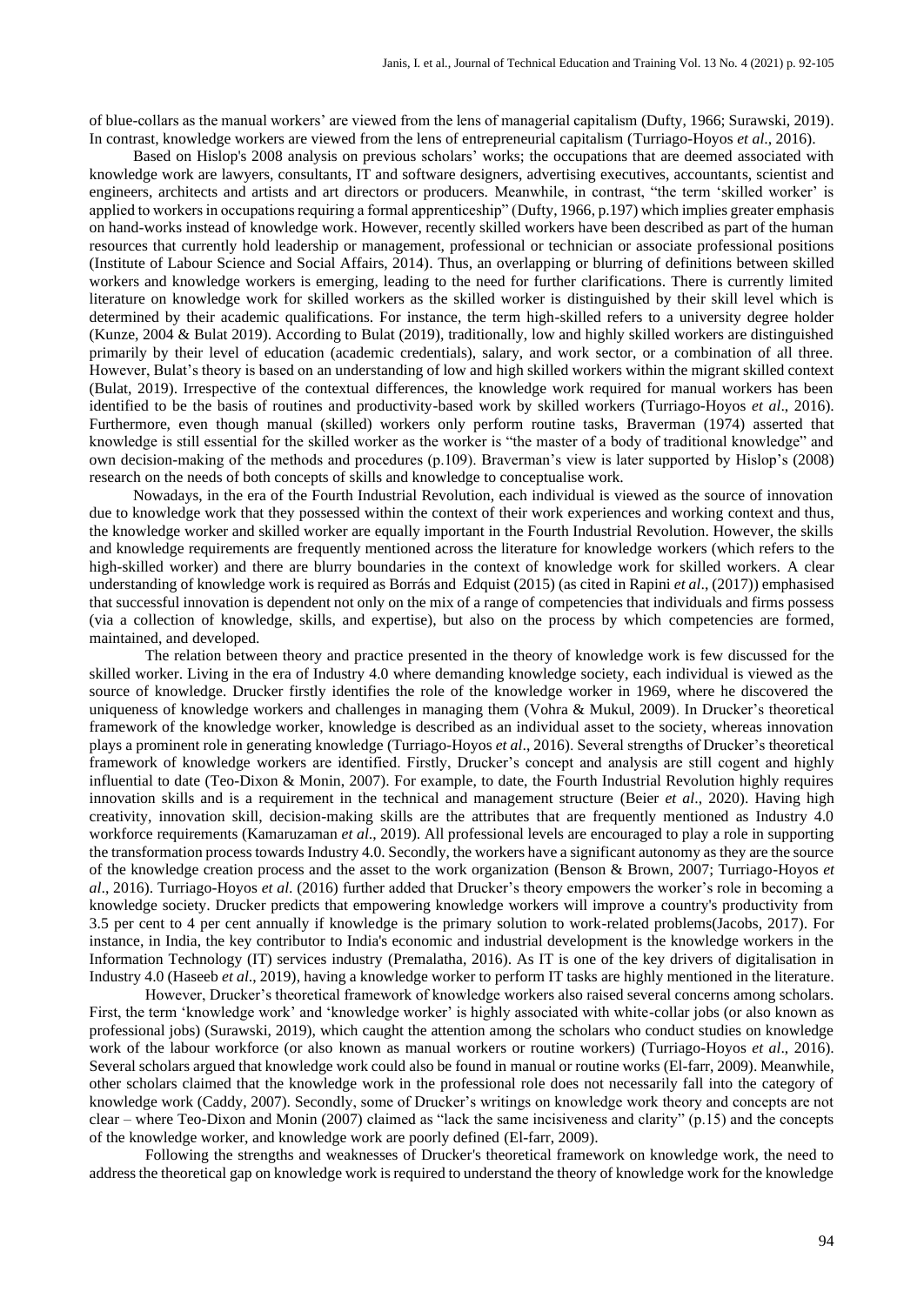of blue-collars as the manual workers' are viewed from the lens of managerial capitalism (Dufty, 1966; Surawski, 2019). In contrast, knowledge workers are viewed from the lens of entrepreneurial capitalism (Turriago-Hoyos *et al*., 2016).

Based on Hislop's 2008 analysis on previous scholars' works; the occupations that are deemed associated with knowledge work are lawyers, consultants, IT and software designers, advertising executives, accountants, scientist and engineers, architects and artists and art directors or producers. Meanwhile, in contrast, "the term 'skilled worker' is applied to workers in occupations requiring a formal apprenticeship" (Dufty, 1966, p.197) which implies greater emphasis on hand-works instead of knowledge work. However, recently skilled workers have been described as part of the human resources that currently hold leadership or management, professional or technician or associate professional positions (Institute of Labour Science and Social Affairs, 2014). Thus, an overlapping or blurring of definitions between skilled workers and knowledge workers is emerging, leading to the need for further clarifications. There is currently limited literature on knowledge work for skilled workers as the skilled worker is distinguished by their skill level which is determined by their academic qualifications. For instance, the term high-skilled refers to a university degree holder (Kunze, 2004 & Bulat 2019). According to Bulat (2019), traditionally, low and highly skilled workers are distinguished primarily by their level of education (academic credentials), salary, and work sector, or a combination of all three. However, Bulat's theory is based on an understanding of low and high skilled workers within the migrant skilled context (Bulat, 2019). Irrespective of the contextual differences, the knowledge work required for manual workers has been identified to be the basis of routines and productivity-based work by skilled workers (Turriago-Hoyos *et al*., 2016). Furthermore, even though manual (skilled) workers only perform routine tasks, Braverman (1974) asserted that knowledge is still essential for the skilled worker as the worker is "the master of a body of traditional knowledge" and own decision-making of the methods and procedures (p.109). Braverman's view is later supported by Hislop's (2008) research on the needs of both concepts of skills and knowledge to conceptualise work.

Nowadays, in the era of the Fourth Industrial Revolution, each individual is viewed as the source of innovation due to knowledge work that they possessed within the context of their work experiences and working context and thus, the knowledge worker and skilled worker are equally important in the Fourth Industrial Revolution. However, the skills and knowledge requirements are frequently mentioned across the literature for knowledge workers (which refers to the high-skilled worker) and there are blurry boundaries in the context of knowledge work for skilled workers. A clear understanding of knowledge work is required as Borrás and Edquist (2015) (as cited in Rapini *et al*., (2017)) emphasised that successful innovation is dependent not only on the mix of a range of competencies that individuals and firms possess (via a collection of knowledge, skills, and expertise), but also on the process by which competencies are formed, maintained, and developed.

The relation between theory and practice presented in the theory of knowledge work is few discussed for the skilled worker. Living in the era of Industry 4.0 where demanding knowledge society, each individual is viewed as the source of knowledge. Drucker firstly identifies the role of the knowledge worker in 1969, where he discovered the uniqueness of knowledge workers and challenges in managing them (Vohra & Mukul, 2009). In Drucker's theoretical framework of the knowledge worker, knowledge is described as an individual asset to the society, whereas innovation plays a prominent role in generating knowledge (Turriago-Hoyos *et al*., 2016). Several strengths of Drucker's theoretical framework of knowledge workers are identified. Firstly, Drucker's concept and analysis are still cogent and highly influential to date (Teo-Dixon & Monin, 2007). For example, to date, the Fourth Industrial Revolution highly requires innovation skills and is a requirement in the technical and management structure (Beier *et al*., 2020). Having high creativity, innovation skill, decision-making skills are the attributes that are frequently mentioned as Industry 4.0 workforce requirements (Kamaruzaman *et al*., 2019). All professional levels are encouraged to play a role in supporting the transformation process towards Industry 4.0. Secondly, the workers have a significant autonomy as they are the source of the knowledge creation process and the asset to the work organization (Benson & Brown, 2007; Turriago-Hoyos *et al*., 2016). Turriago-Hoyos *et al*. (2016) further added that Drucker's theory empowers the worker's role in becoming a knowledge society. Drucker predicts that empowering knowledge workers will improve a country's productivity from 3.5 per cent to 4 per cent annually if knowledge is the primary solution to work-related problems(Jacobs, 2017). For instance, in India, the key contributor to India's economic and industrial development is the knowledge workers in the Information Technology (IT) services industry (Premalatha, 2016). As IT is one of the key drivers of digitalisation in Industry 4.0 (Haseeb *et al*., 2019), having a knowledge worker to perform IT tasks are highly mentioned in the literature.

However, Drucker's theoretical framework of knowledge workers also raised several concerns among scholars. First, the term 'knowledge work' and 'knowledge worker' is highly associated with white-collar jobs (or also known as professional jobs) (Surawski, 2019), which caught the attention among the scholars who conduct studies on knowledge work of the labour workforce (or also known as manual workers or routine workers) (Turriago-Hoyos *et al*., 2016). Several scholars argued that knowledge work could also be found in manual or routine works (El-farr, 2009). Meanwhile, other scholars claimed that the knowledge work in the professional role does not necessarily fall into the category of knowledge work (Caddy, 2007). Secondly, some of Drucker's writings on knowledge work theory and concepts are not clear – where Teo-Dixon and Monin (2007) claimed as "lack the same incisiveness and clarity" (p.15) and the concepts of the knowledge worker, and knowledge work are poorly defined (El-farr, 2009).

Following the strengths and weaknesses of Drucker's theoretical framework on knowledge work, the need to address the theoretical gap on knowledge work is required to understand the theory of knowledge work for the knowledge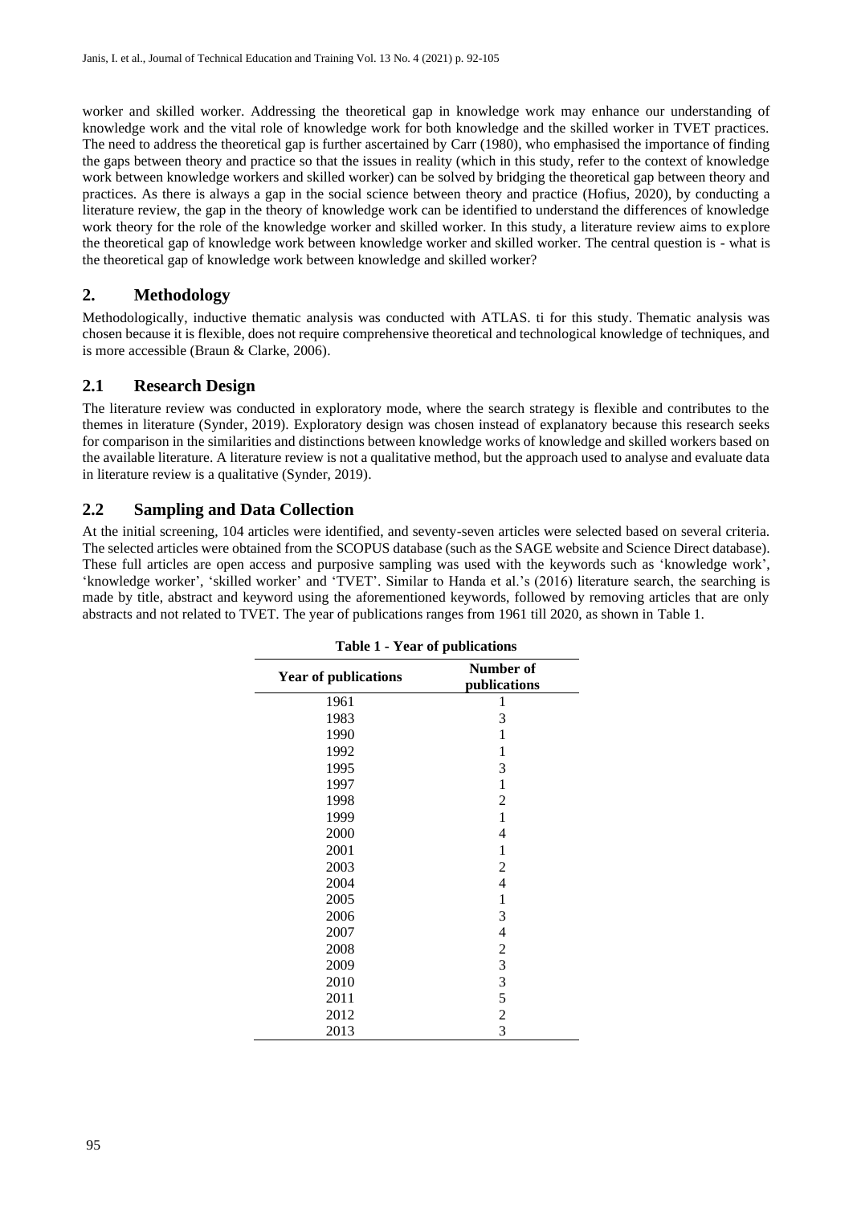worker and skilled worker. Addressing the theoretical gap in knowledge work may enhance our understanding of knowledge work and the vital role of knowledge work for both knowledge and the skilled worker in TVET practices. The need to address the theoretical gap is further ascertained by Carr (1980), who emphasised the importance of finding the gaps between theory and practice so that the issues in reality (which in this study, refer to the context of knowledge work between knowledge workers and skilled worker) can be solved by bridging the theoretical gap between theory and practices. As there is always a gap in the social science between theory and practice (Hofius, 2020), by conducting a literature review, the gap in the theory of knowledge work can be identified to understand the differences of knowledge work theory for the role of the knowledge worker and skilled worker. In this study, a literature review aims to explore the theoretical gap of knowledge work between knowledge worker and skilled worker. The central question is - what is the theoretical gap of knowledge work between knowledge and skilled worker?

## 2. Methodology

Methodologically, inductive thematic analysis was conducted with ATLAS. ti for this study. Thematic analysis was chosen because it is flexible, does not require comprehensive theoretical and technological knowledge of techniques, and is more accessible (Braun & Clarke, 2006).

### 2.1 Research Design

The literature review was conducted in exploratory mode, where the search strategy is flexible and contributes to the themes in literature (Synder, 2019). Exploratory design was chosen instead of explanatory because this research seeks for comparison in the similarities and distinctions between knowledge works of knowledge and skilled workers based on the available literature. A literature review is not a qualitative method, but the approach used to analyse and evaluate data in literature review is a qualitative (Synder, 2019).

### 2.2 Sampling and Data Collection

At the initial screening, 104 articles were identified, and seventy-seven articles were selected based on several criteria. The selected articles were obtained from the SCOPUS database (such as the SAGE website and Science Direct database). These full articles are open access and purposive sampling was used with the keywords such as 'knowledge work', 'knowledge worker', 'skilled worker' and 'TVET'. Similar to Handa et al.'s (2016) literature search, the searching is made by title, abstract and keyword using the aforementioned keywords, followed by removing articles that are only abstracts and not related to TVET. The year of publications ranges from 1961 till 2020, as shown in Table 1.

**Table 1 - Year of publications**

| Year of publications | Number of publications |
|---|---|
| 1961 | 1 |
| 1983 | 3 |
| 1990 | 1 |
| 1992 | 1 |
| 1995 | 3 |
| 1997 | 1 |
| 1998 | 2 |
| 1999 | 1 |
| 2000 | 4 |
| 2001 | 1 |
| 2003 | 2 |
| 2004 | 4 |
| 2005 | 1 |
| 2006 | 3 |
| 2007 | 4 |
| 2008 | 2 |
| 2009 | 3 |
| 2010 | 3 |
| 2011 | 5 |
| 2012 | 2 |
| 2013 | 3 |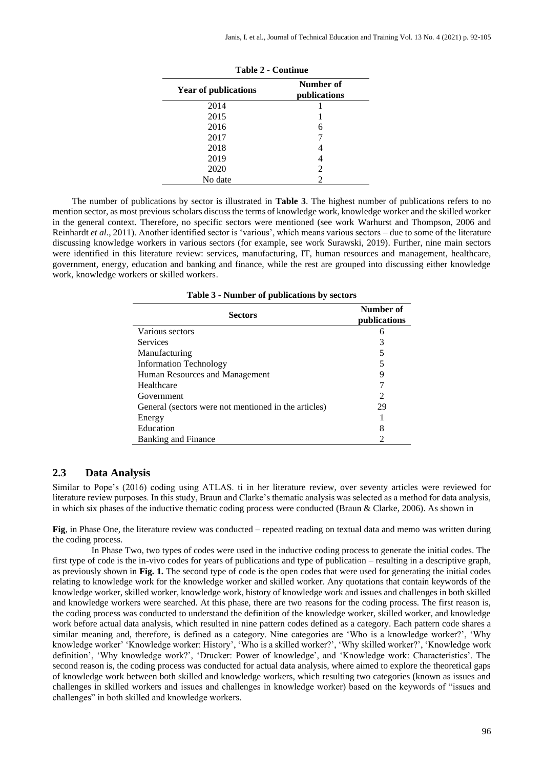**Table 2 - Continue**

| Year of publications | Number of publications |
|---|---|
| 2014 | 1 |
| 2015 | 1 |
| 2016 | 6 |
| 2017 | 7 |
| 2018 | 4 |
| 2019 | 4 |
| 2020 | 2 |
| No date | 2 |

The number of publications by sector is illustrated in **Table 3**. The highest number of publications refers to no mention sector, as most previous scholars discuss the terms of knowledge work, knowledge worker and the skilled worker in the general context. Therefore, no specific sectors were mentioned (see work Warhurst and Thompson, 2006 and Reinhardt *et al*., 2011). Another identified sector is 'various', which means various sectors – due to some of the literature discussing knowledge workers in various sectors (for example, see work Surawski, 2019). Further, nine main sectors were identified in this literature review: services, manufacturing, IT, human resources and management, healthcare, government, energy, education and banking and finance, while the rest are grouped into discussing either knowledge work, knowledge workers or skilled workers.

**Table 3 - Number of publications by sectors**

| Sectors | Number of publications |
|---|---|
| Various sectors | 6 |
| Services | 3 |
| Manufacturing | 5 |
| Information Technology | 5 |
| Human Resources and Management | 9 |
| Healthcare | 7 |
| Government | 2 |
| General (sectors were not mentioned in the articles) | 29 |
| Energy | 1 |
| Education | 8 |
| Banking and Finance | 2 |

## 2.3 Data Analysis

Similar to Pope's (2016) coding using ATLAS. ti in her literature review, over seventy articles were reviewed for literature review purposes. In this study, Braun and Clarke's thematic analysis was selected as a method for data analysis, in which six phases of the inductive thematic coding process were conducted (Braun & Clarke, 2006). As shown in

**Fig**, in Phase One, the literature review was conducted – repeated reading on textual data and memo was written during the coding process.

In Phase Two, two types of codes were used in the inductive coding process to generate the initial codes. The first type of code is the in-vivo codes for years of publications and type of publication – resulting in a descriptive graph, as previously shown in **Fig. 1.** The second type of code is the open codes that were used for generating the initial codes relating to knowledge work for the knowledge worker and skilled worker. Any quotations that contain keywords of the knowledge worker, skilled worker, knowledge work, history of knowledge work and issues and challenges in both skilled and knowledge workers were searched. At this phase, there are two reasons for the coding process. The first reason is, the coding process was conducted to understand the definition of the knowledge worker, skilled worker, and knowledge work before actual data analysis, which resulted in nine pattern codes defined as a category. Each pattern code shares a similar meaning and, therefore, is defined as a category. Nine categories are 'Who is a knowledge worker?', 'Why knowledge worker' 'Knowledge worker: History', 'Who is a skilled worker?', 'Why skilled worker?', 'Knowledge work definition', 'Why knowledge work?', 'Drucker: Power of knowledge', and 'Knowledge work: Characteristics'. The second reason is, the coding process was conducted for actual data analysis, where aimed to explore the theoretical gaps of knowledge work between both skilled and knowledge workers, which resulting two categories (known as issues and challenges in skilled workers and issues and challenges in knowledge worker) based on the keywords of "issues and challenges" in both skilled and knowledge workers.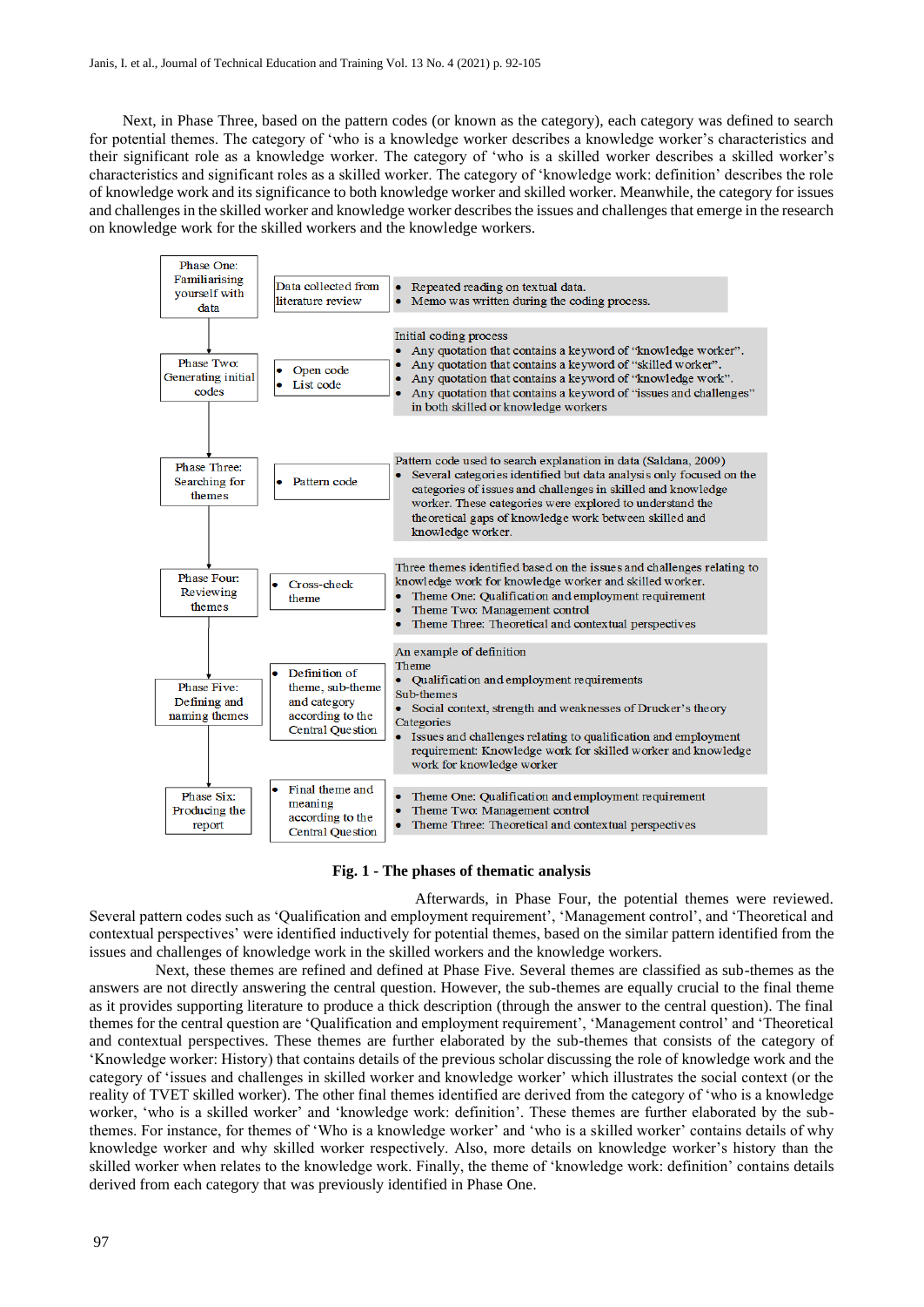Next, in Phase Three, based on the pattern codes (or known as the category), each category was defined to search for potential themes. The category of 'who is a knowledge worker describes a knowledge worker's characteristics and their significant role as a knowledge worker. The category of 'who is a skilled worker describes a skilled worker's characteristics and significant roles as a skilled worker. The category of 'knowledge work: definition' describes the role of knowledge work and its significance to both knowledge worker and skilled worker. Meanwhile, the category for issues and challenges in the skilled worker and knowledge worker describes the issues and challenges that emerge in the research on knowledge work for the skilled workers and the knowledge workers.

| Phase | Method | Description |
|---|---|---|
| Phase One: Familiarising yourself with data | Data collected from literature review | • Repeated reading on textual data.<br>• Memo was written during the coding process. |
| Phase Two: Generating initial codes | • Open code<br>• List code | Initial coding process<br>• Any quotation that contains a keyword of "knowledge worker".<br>• Any quotation that contains a keyword of "skilled worker".<br>• Any quotation that contains a keyword of "knowledge work".<br>• Any quotation that contains a keyword of "issues and challenges" in both skilled or knowledge workers |
| Phase Three: Searching for themes | • Pattern code | Pattern code used to search explanation in data (Saldana, 2009)<br>• Several categories identified but data analysis only focused on the categories of issues and challenges in skilled and knowledge worker. These categories were explored to understand the theoretical gaps of knowledge work between skilled and knowledge worker. |
| Phase Four: Reviewing themes | • Cross-check theme | Three themes identified based on the issues and challenges relating to knowledge work for knowledge worker and skilled worker.<br>• Theme One: Qualification and employment requirement<br>• Theme Two: Management control<br>• Theme Three: Theoretical and contextual perspectives |
| Phase Five: Defining and naming themes | • Definition of theme, sub-theme and category according to the Central Question | An example of definition<br>Theme<br>• Qualification and employment requirements<br>Sub-themes<br>• Social context, strength and weaknesses of Drucker's theory<br>Categories<br>• Issues and challenges relating to qualification and employment requirement: Knowledge work for skilled worker and knowledge work for knowledge worker |
| Phase Six: Producing the report | • Final theme and meaning according to the Central Question | • Theme One: Qualification and employment requirement<br>• Theme Two: Management control<br>• Theme Three: Theoretical and contextual perspectives |

**Fig. 1 - The phases of thematic analysis**

Afterwards, in Phase Four, the potential themes were reviewed. Several pattern codes such as 'Qualification and employment requirement', 'Management control', and 'Theoretical and contextual perspectives' were identified inductively for potential themes, based on the similar pattern identified from the issues and challenges of knowledge work in the skilled workers and the knowledge workers.

Next, these themes are refined and defined at Phase Five. Several themes are classified as sub-themes as the answers are not directly answering the central question. However, the sub-themes are equally crucial to the final theme as it provides supporting literature to produce a thick description (through the answer to the central question). The final themes for the central question are 'Qualification and employment requirement', 'Management control' and 'Theoretical and contextual perspectives. These themes are further elaborated by the sub-themes that consists of the category of 'Knowledge worker: History) that contains details of the previous scholar discussing the role of knowledge work and the category of 'issues and challenges in skilled worker and knowledge worker' which illustrates the social context (or the reality of TVET skilled worker). The other final themes identified are derived from the category of 'who is a knowledge worker, 'who is a skilled worker' and 'knowledge work: definition'. These themes are further elaborated by the sub-themes. For instance, for themes of 'Who is a knowledge worker' and 'who is a skilled worker' contains details of why knowledge worker and why skilled worker respectively. Also, more details on knowledge worker's history than the skilled worker when relates to the knowledge work. Finally, the theme of 'knowledge work: definition' contains details derived from each category that was previously identified in Phase One.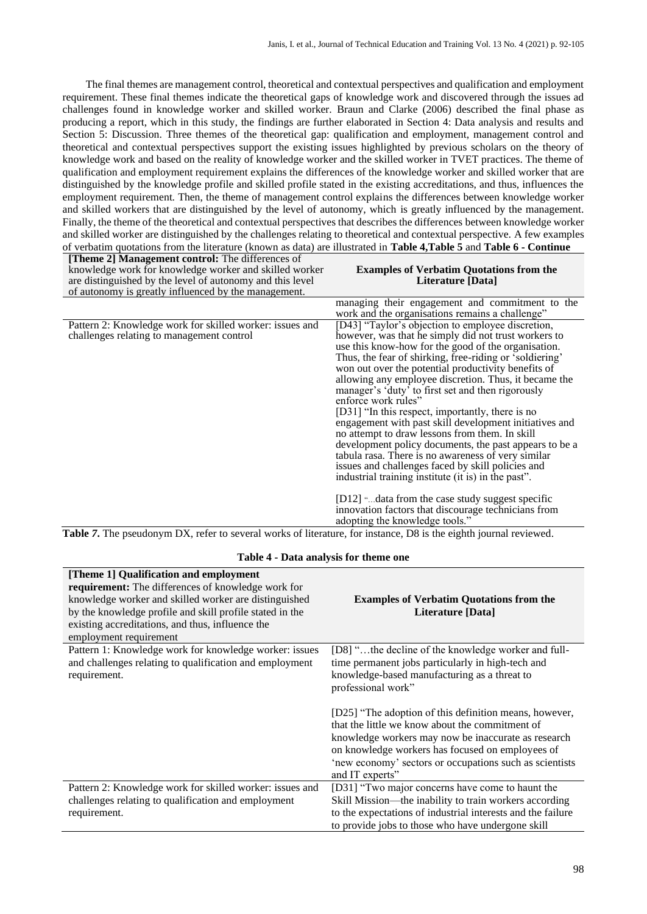The final themes are management control, theoretical and contextual perspectives and qualification and employment requirement. These final themes indicate the theoretical gaps of knowledge work and discovered through the issues ad challenges found in knowledge worker and skilled worker. Braun and Clarke (2006) described the final phase as producing a report, which in this study, the findings are further elaborated in Section 4: Data analysis and results and Section 5: Discussion. Three themes of the theoretical gap: qualification and employment, management control and theoretical and contextual perspectives support the existing issues highlighted by previous scholars on the theory of knowledge work and based on the reality of knowledge worker and the skilled worker in TVET practices. The theme of qualification and employment requirement explains the differences of the knowledge worker and skilled worker that are distinguished by the knowledge profile and skilled profile stated in the existing accreditations, and thus, influences the employment requirement. Then, the theme of management control explains the differences between knowledge worker and skilled workers that are distinguished by the level of autonomy, which is greatly influenced by the management. Finally, the theme of the theoretical and contextual perspectives that describes the differences between knowledge worker and skilled worker are distinguished by the challenges relating to theoretical and contextual perspective. A few examples of verbatim quotations from the literature (known as data) are illustrated in **Table 4,Table 5** and **Table 6 - Continue**

| **[Theme 2] Management control:** The differences of knowledge work for knowledge worker and skilled worker are distinguished by the level of autonomy and this level of autonomy is greatly influenced by the management. | **Examples of Verbatim Quotations from the Literature [Data]** |
|---|---|
| | managing their engagement and commitment to the work and the organisations remains a challenge" |
| Pattern 2: Knowledge work for skilled worker: issues and challenges relating to management control | [D43] "Taylor's objection to employee discretion, however, was that he simply did not trust workers to use this know-how for the good of the organisation. Thus, the fear of shirking, free-riding or 'soldiering' won out over the potential productivity benefits of allowing any employee discretion. Thus, it became the manager's 'duty' to first set and then rigorously enforce work rules" [D31] "In this respect, importantly, there is no engagement with past skill development initiatives and no attempt to draw lessons from them. In skill development policy documents, the past appears to be a tabula rasa. There is no awareness of very similar issues and challenges faced by skill policies and industrial training institute (it is) in the past". [D12] "...data from the case study suggest specific innovation factors that discourage technicians from adopting the knowledge tools." |

**Table 7.** The pseudonym DX, refer to several works of literature, for instance, D8 is the eighth journal reviewed.

**Table 4 - Data analysis for theme one**

| **[Theme 1] Qualification and employment requirement:** The differences of knowledge work for knowledge worker and skilled worker are distinguished by the knowledge profile and skill profile stated in the existing accreditations, and thus, influence the employment requirement | **Examples of Verbatim Quotations from the Literature [Data]** |
|---|---|
| Pattern 1: Knowledge work for knowledge worker: issues and challenges relating to qualification and employment requirement. | [D8] "…the decline of the knowledge worker and full-time permanent jobs particularly in high-tech and knowledge-based manufacturing as a threat to professional work" [D25] "The adoption of this definition means, however, that the little we know about the commitment of knowledge workers may now be inaccurate as research on knowledge workers has focused on employees of 'new economy' sectors or occupations such as scientists and IT experts" |
| Pattern 2: Knowledge work for skilled worker: issues and challenges relating to qualification and employment requirement. | [D31] "Two major concerns have come to haunt the Skill Mission—the inability to train workers according to the expectations of industrial interests and the failure to provide jobs to those who have undergone skill |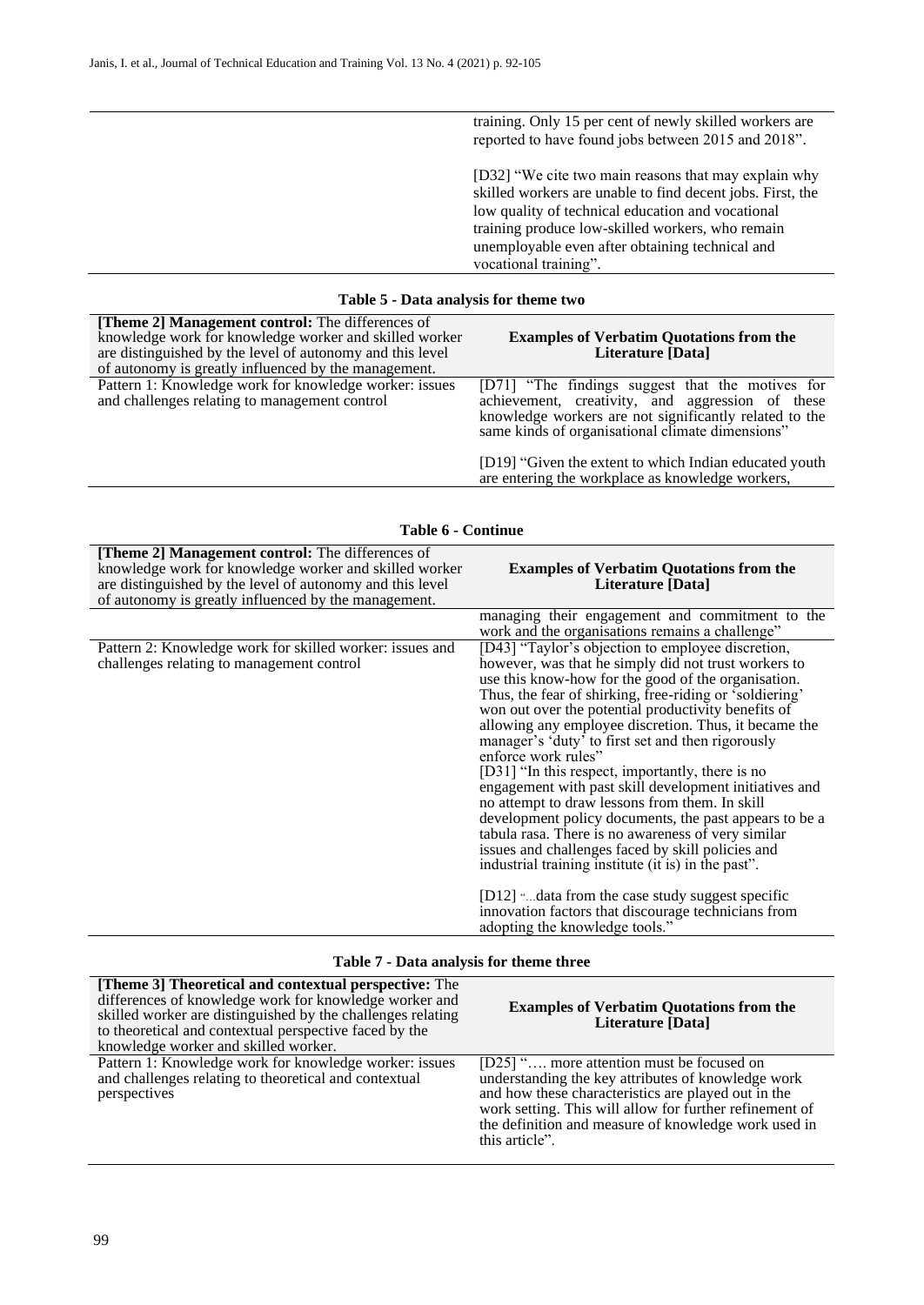| | |
|---|---|
| | training. Only 15 per cent of newly skilled workers are reported to have found jobs between 2015 and 2018". [D32] "We cite two main reasons that may explain why skilled workers are unable to find decent jobs. First, the low quality of technical education and vocational training produce low-skilled workers, who remain unemployable even after obtaining technical and vocational training". |

**Table 5 - Data analysis for theme two**

| **[Theme 2] Management control:** The differences of knowledge work for knowledge worker and skilled worker are distinguished by the level of autonomy and this level of autonomy is greatly influenced by the management. | **Examples of Verbatim Quotations from the Literature [Data]** |
|---|---|
| Pattern 1: Knowledge work for knowledge worker: issues and challenges relating to management control | [D71] "The findings suggest that the motives for achievement, creativity, and aggression of these knowledge workers are not significantly related to the same kinds of organisational climate dimensions" [D19] "Given the extent to which Indian educated youth are entering the workplace as knowledge workers, managing their engagement and commitment to the work and the organisations remains a challenge" |
| Pattern 2: Knowledge work for skilled worker: issues and challenges relating to management control | [D43] "Taylor's objection to employee discretion, however, was that he simply did not trust workers to use this know-how for the good of the organisation. Thus, the fear of shirking, free-riding or 'soldiering' won out over the potential productivity benefits of allowing any employee discretion. Thus, it became the manager's 'duty' to first set and then rigorously enforce work rules" [D31] "In this respect, importantly, there is no engagement with past skill development initiatives and no attempt to draw lessons from them. In skill development policy documents, the past appears to be a tabula rasa. There is no awareness of very similar issues and challenges faced by skill policies and industrial training institute (it is) in the past". [D12] "...data from the case study suggest specific innovation factors that discourage technicians from adopting the knowledge tools." |

**Table 7 - Data analysis for theme three**

| **[Theme 3] Theoretical and contextual perspective:** The differences of knowledge work for knowledge worker and skilled worker are distinguished by the challenges relating to theoretical and contextual perspective faced by the knowledge worker and skilled worker. | **Examples of Verbatim Quotations from the Literature [Data]** |
|---|---|
| Pattern 1: Knowledge work for knowledge worker: issues and challenges relating to theoretical and contextual perspectives | [D25] "…. more attention must be focused on understanding the key attributes of knowledge work and how these characteristics are played out in the work setting. This will allow for further refinement of the definition and measure of knowledge work used in this article". |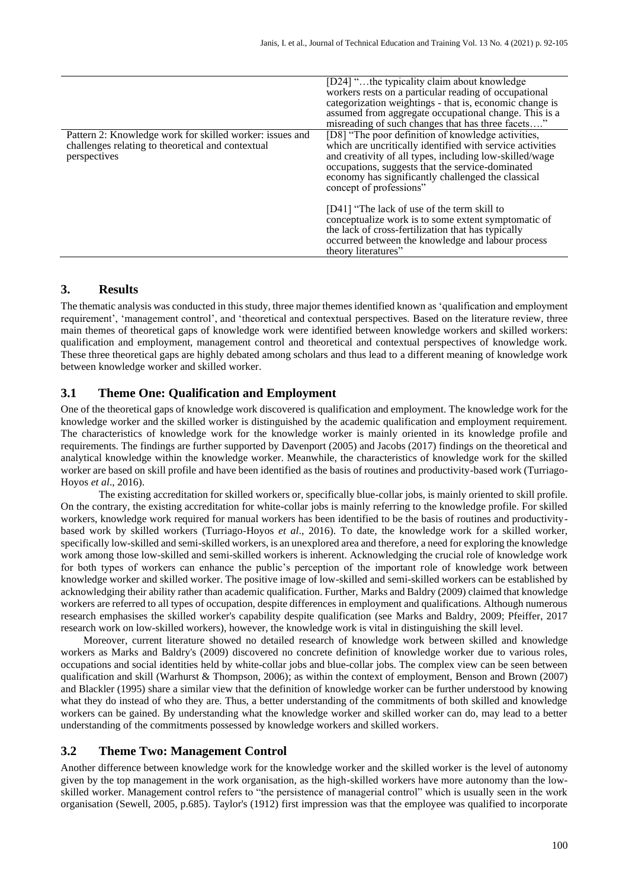| | |
|---|---|
| | [D24] "…the typicality claim about knowledge workers rests on a particular reading of occupational categorization weightings - that is, economic change is assumed from aggregate occupational change. This is a misreading of such changes that has three facets…." |
| Pattern 2: Knowledge work for skilled worker: issues and challenges relating to theoretical and contextual perspectives | [D8] "The poor definition of knowledge activities, which are uncritically identified with service activities and creativity of all types, including low-skilled/wage occupations, suggests that the service-dominated economy has significantly challenged the classical concept of professions"<br><br>[D41] "The lack of use of the term skill to conceptualize work is to some extent symptomatic of the lack of cross-fertilization that has typically occurred between the knowledge and labour process theory literatures" |

## 3. Results

The thematic analysis was conducted in this study, three major themes identified known as 'qualification and employment requirement', 'management control', and 'theoretical and contextual perspectives. Based on the literature review, three main themes of theoretical gaps of knowledge work were identified between knowledge workers and skilled workers: qualification and employment, management control and theoretical and contextual perspectives of knowledge work. These three theoretical gaps are highly debated among scholars and thus lead to a different meaning of knowledge work between knowledge worker and skilled worker.

### 3.1 Theme One: Qualification and Employment

One of the theoretical gaps of knowledge work discovered is qualification and employment. The knowledge work for the knowledge worker and the skilled worker is distinguished by the academic qualification and employment requirement. The characteristics of knowledge work for the knowledge worker is mainly oriented in its knowledge profile and requirements. The findings are further supported by Davenport (2005) and Jacobs (2017) findings on the theoretical and analytical knowledge within the knowledge worker. Meanwhile, the characteristics of knowledge work for the skilled worker are based on skill profile and have been identified as the basis of routines and productivity-based work (Turriago-Hoyos *et al*., 2016).

The existing accreditation for skilled workers or, specifically blue-collar jobs, is mainly oriented to skill profile. On the contrary, the existing accreditation for white-collar jobs is mainly referring to the knowledge profile. For skilled workers, knowledge work required for manual workers has been identified to be the basis of routines and productivity-based work by skilled workers (Turriago-Hoyos *et al*., 2016). To date, the knowledge work for a skilled worker, specifically low-skilled and semi-skilled workers, is an unexplored area and therefore, a need for exploring the knowledge work among those low-skilled and semi-skilled workers is inherent. Acknowledging the crucial role of knowledge work for both types of workers can enhance the public's perception of the important role of knowledge work between knowledge worker and skilled worker. The positive image of low-skilled and semi-skilled workers can be established by acknowledging their ability rather than academic qualification. Further, Marks and Baldry (2009) claimed that knowledge workers are referred to all types of occupation, despite differences in employment and qualifications. Although numerous research emphasises the skilled worker's capability despite qualification (see Marks and Baldry, 2009; Pfeiffer, 2017 research work on low-skilled workers), however, the knowledge work is vital in distinguishing the skill level.

Moreover, current literature showed no detailed research of knowledge work between skilled and knowledge workers as Marks and Baldry's (2009) discovered no concrete definition of knowledge worker due to various roles, occupations and social identities held by white-collar jobs and blue-collar jobs. The complex view can be seen between qualification and skill (Warhurst & Thompson, 2006); as within the context of employment, Benson and Brown (2007) and Blackler (1995) share a similar view that the definition of knowledge worker can be further understood by knowing what they do instead of who they are. Thus, a better understanding of the commitments of both skilled and knowledge workers can be gained. By understanding what the knowledge worker and skilled worker can do, may lead to a better understanding of the commitments possessed by knowledge workers and skilled workers.

### 3.2 Theme Two: Management Control

Another difference between knowledge work for the knowledge worker and the skilled worker is the level of autonomy given by the top management in the work organisation, as the high-skilled workers have more autonomy than the low-skilled worker. Management control refers to "the persistence of managerial control" which is usually seen in the work organisation (Sewell, 2005, p.685). Taylor's (1912) first impression was that the employee was qualified to incorporate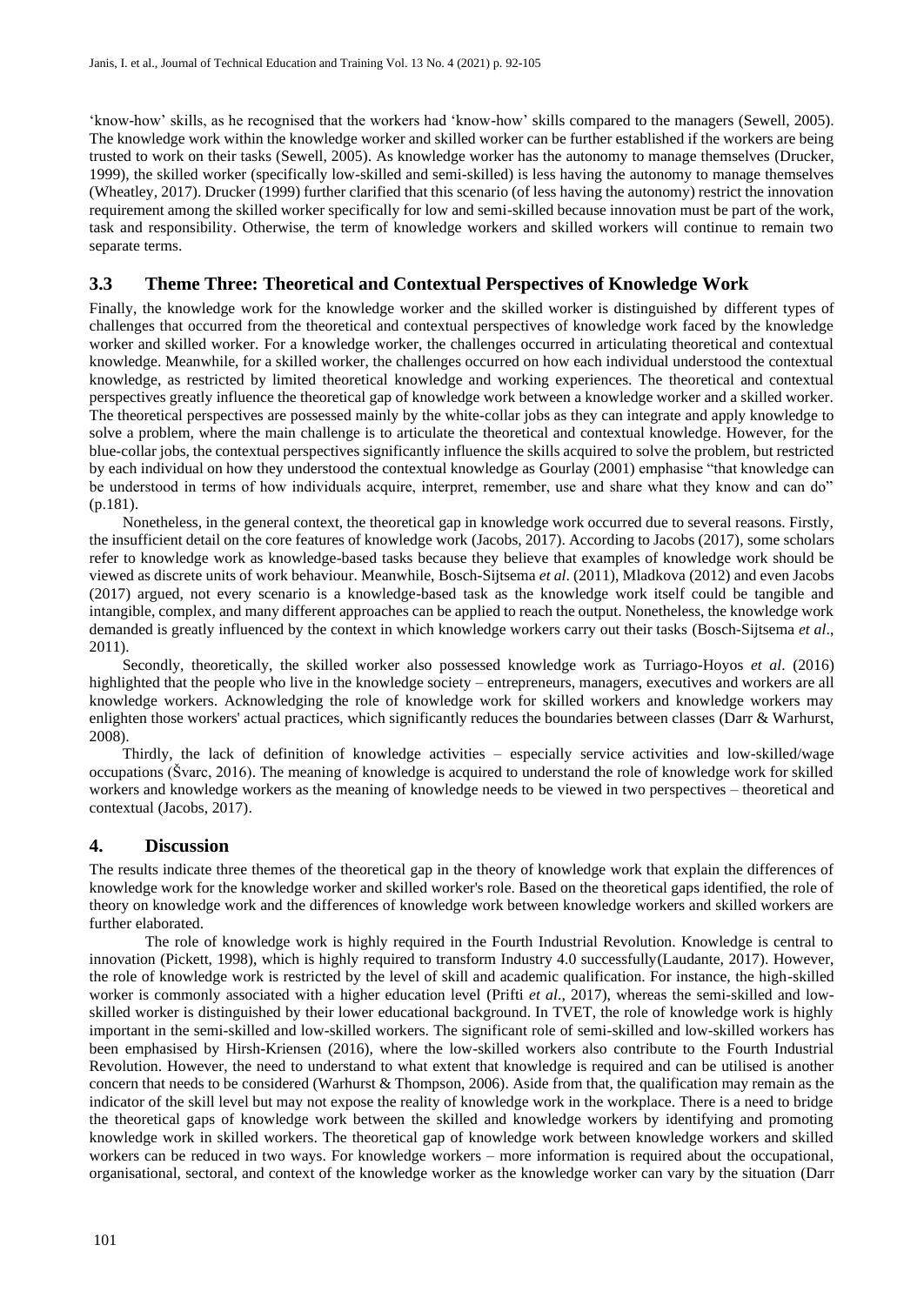'know-how' skills, as he recognised that the workers had 'know-how' skills compared to the managers (Sewell, 2005). The knowledge work within the knowledge worker and skilled worker can be further established if the workers are being trusted to work on their tasks (Sewell, 2005). As knowledge worker has the autonomy to manage themselves (Drucker, 1999), the skilled worker (specifically low-skilled and semi-skilled) is less having the autonomy to manage themselves (Wheatley, 2017). Drucker (1999) further clarified that this scenario (of less having the autonomy) restrict the innovation requirement among the skilled worker specifically for low and semi-skilled because innovation must be part of the work, task and responsibility. Otherwise, the term of knowledge workers and skilled workers will continue to remain two separate terms.

### 3.3 Theme Three: Theoretical and Contextual Perspectives of Knowledge Work

Finally, the knowledge work for the knowledge worker and the skilled worker is distinguished by different types of challenges that occurred from the theoretical and contextual perspectives of knowledge work faced by the knowledge worker and skilled worker. For a knowledge worker, the challenges occurred in articulating theoretical and contextual knowledge. Meanwhile, for a skilled worker, the challenges occurred on how each individual understood the contextual knowledge, as restricted by limited theoretical knowledge and working experiences. The theoretical and contextual perspectives greatly influence the theoretical gap of knowledge work between a knowledge worker and a skilled worker. The theoretical perspectives are possessed mainly by the white-collar jobs as they can integrate and apply knowledge to solve a problem, where the main challenge is to articulate the theoretical and contextual knowledge. However, for the blue-collar jobs, the contextual perspectives significantly influence the skills acquired to solve the problem, but restricted by each individual on how they understood the contextual knowledge as Gourlay (2001) emphasise "that knowledge can be understood in terms of how individuals acquire, interpret, remember, use and share what they know and can do" (p.181).

Nonetheless, in the general context, the theoretical gap in knowledge work occurred due to several reasons. Firstly, the insufficient detail on the core features of knowledge work (Jacobs, 2017). According to Jacobs (2017), some scholars refer to knowledge work as knowledge-based tasks because they believe that examples of knowledge work should be viewed as discrete units of work behaviour. Meanwhile, Bosch-Sijtsema *et al*. (2011), Mladkova (2012) and even Jacobs (2017) argued, not every scenario is a knowledge-based task as the knowledge work itself could be tangible and intangible, complex, and many different approaches can be applied to reach the output. Nonetheless, the knowledge work demanded is greatly influenced by the context in which knowledge workers carry out their tasks (Bosch-Sijtsema *et al*., 2011).

Secondly, theoretically, the skilled worker also possessed knowledge work as Turriago-Hoyos *et al*. (2016) highlighted that the people who live in the knowledge society – entrepreneurs, managers, executives and workers are all knowledge workers. Acknowledging the role of knowledge work for skilled workers and knowledge workers may enlighten those workers' actual practices, which significantly reduces the boundaries between classes (Darr & Warhurst, 2008).

Thirdly, the lack of definition of knowledge activities – especially service activities and low-skilled/wage occupations (Švarc, 2016). The meaning of knowledge is acquired to understand the role of knowledge work for skilled workers and knowledge workers as the meaning of knowledge needs to be viewed in two perspectives – theoretical and contextual (Jacobs, 2017).

## 4. Discussion

The results indicate three themes of the theoretical gap in the theory of knowledge work that explain the differences of knowledge work for the knowledge worker and skilled worker's role. Based on the theoretical gaps identified, the role of theory on knowledge work and the differences of knowledge work between knowledge workers and skilled workers are further elaborated.

The role of knowledge work is highly required in the Fourth Industrial Revolution. Knowledge is central to innovation (Pickett, 1998), which is highly required to transform Industry 4.0 successfully(Laudante, 2017). However, the role of knowledge work is restricted by the level of skill and academic qualification. For instance, the high-skilled worker is commonly associated with a higher education level (Prifti *et al*., 2017), whereas the semi-skilled and low-skilled worker is distinguished by their lower educational background. In TVET, the role of knowledge work is highly important in the semi-skilled and low-skilled workers. The significant role of semi-skilled and low-skilled workers has been emphasised by Hirsh-Kriensen (2016), where the low-skilled workers also contribute to the Fourth Industrial Revolution. However, the need to understand to what extent that knowledge is required and can be utilised is another concern that needs to be considered (Warhurst & Thompson, 2006). Aside from that, the qualification may remain as the indicator of the skill level but may not expose the reality of knowledge work in the workplace. There is a need to bridge the theoretical gaps of knowledge work between the skilled and knowledge workers by identifying and promoting knowledge work in skilled workers. The theoretical gap of knowledge work between knowledge workers and skilled workers can be reduced in two ways. For knowledge workers – more information is required about the occupational, organisational, sectoral, and context of the knowledge worker as the knowledge worker can vary by the situation (Darr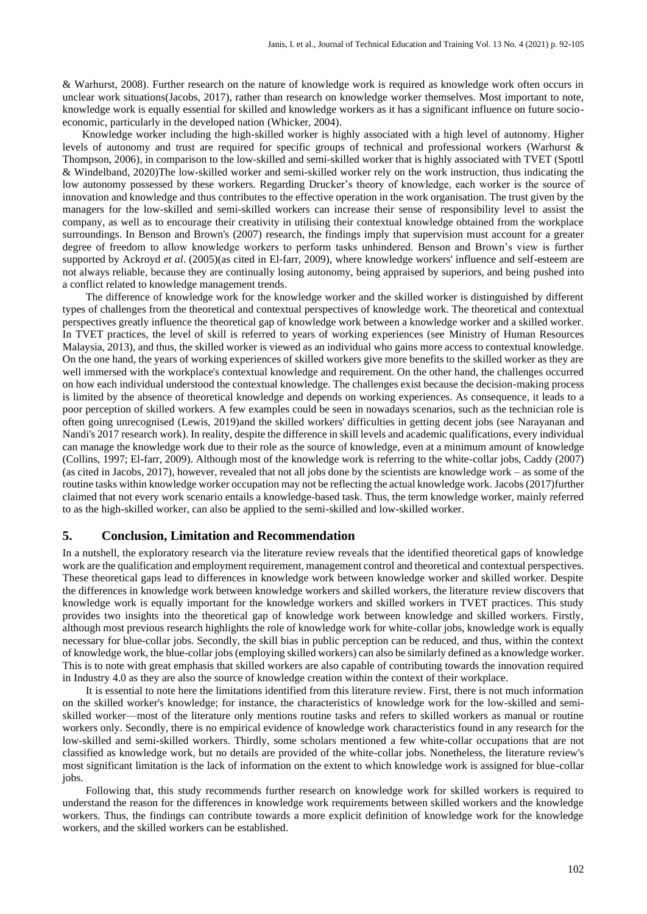& Warhurst, 2008). Further research on the nature of knowledge work is required as knowledge work often occurs in unclear work situations(Jacobs, 2017), rather than research on knowledge worker themselves. Most important to note, knowledge work is equally essential for skilled and knowledge workers as it has a significant influence on future socio-economic, particularly in the developed nation (Whicker, 2004).

Knowledge worker including the high-skilled worker is highly associated with a high level of autonomy. Higher levels of autonomy and trust are required for specific groups of technical and professional workers (Warhurst & Thompson, 2006), in comparison to the low-skilled and semi-skilled worker that is highly associated with TVET (Spottl & Windelband, 2020)The low-skilled worker and semi-skilled worker rely on the work instruction, thus indicating the low autonomy possessed by these workers. Regarding Drucker's theory of knowledge, each worker is the source of innovation and knowledge and thus contributes to the effective operation in the work organisation. The trust given by the managers for the low-skilled and semi-skilled workers can increase their sense of responsibility level to assist the company, as well as to encourage their creativity in utilising their contextual knowledge obtained from the workplace surroundings. In Benson and Brown's (2007) research, the findings imply that supervision must account for a greater degree of freedom to allow knowledge workers to perform tasks unhindered. Benson and Brown's view is further supported by Ackroyd *et al*. (2005)(as cited in El-farr, 2009), where knowledge workers' influence and self-esteem are not always reliable, because they are continually losing autonomy, being appraised by superiors, and being pushed into a conflict related to knowledge management trends.

The difference of knowledge work for the knowledge worker and the skilled worker is distinguished by different types of challenges from the theoretical and contextual perspectives of knowledge work. The theoretical and contextual perspectives greatly influence the theoretical gap of knowledge work between a knowledge worker and a skilled worker. In TVET practices, the level of skill is referred to years of working experiences (see Ministry of Human Resources Malaysia, 2013), and thus, the skilled worker is viewed as an individual who gains more access to contextual knowledge. On the one hand, the years of working experiences of skilled workers give more benefits to the skilled worker as they are well immersed with the workplace's contextual knowledge and requirement. On the other hand, the challenges occurred on how each individual understood the contextual knowledge. The challenges exist because the decision-making process is limited by the absence of theoretical knowledge and depends on working experiences. As consequence, it leads to a poor perception of skilled workers. A few examples could be seen in nowadays scenarios, such as the technician role is often going unrecognised (Lewis, 2019)and the skilled workers' difficulties in getting decent jobs (see Narayanan and Nandi's 2017 research work). In reality, despite the difference in skill levels and academic qualifications, every individual can manage the knowledge work due to their role as the source of knowledge, even at a minimum amount of knowledge (Collins, 1997; El-farr, 2009). Although most of the knowledge work is referring to the white-collar jobs, Caddy (2007) (as cited in Jacobs, 2017), however, revealed that not all jobs done by the scientists are knowledge work – as some of the routine tasks within knowledge worker occupation may not be reflecting the actual knowledge work. Jacobs (2017)further claimed that not every work scenario entails a knowledge-based task. Thus, the term knowledge worker, mainly referred to as the high-skilled worker, can also be applied to the semi-skilled and low-skilled worker.

## 5. Conclusion, Limitation and Recommendation

In a nutshell, the exploratory research via the literature review reveals that the identified theoretical gaps of knowledge work are the qualification and employment requirement, management control and theoretical and contextual perspectives. These theoretical gaps lead to differences in knowledge work between knowledge worker and skilled worker. Despite the differences in knowledge work between knowledge workers and skilled workers, the literature review discovers that knowledge work is equally important for the knowledge workers and skilled workers in TVET practices. This study provides two insights into the theoretical gap of knowledge work between knowledge and skilled workers. Firstly, although most previous research highlights the role of knowledge work for white-collar jobs, knowledge work is equally necessary for blue-collar jobs. Secondly, the skill bias in public perception can be reduced, and thus, within the context of knowledge work, the blue-collar jobs (employing skilled workers) can also be similarly defined as a knowledge worker. This is to note with great emphasis that skilled workers are also capable of contributing towards the innovation required in Industry 4.0 as they are also the source of knowledge creation within the context of their workplace.

It is essential to note here the limitations identified from this literature review. First, there is not much information on the skilled worker's knowledge; for instance, the characteristics of knowledge work for the low-skilled and semi-skilled worker—most of the literature only mentions routine tasks and refers to skilled workers as manual or routine workers only. Secondly, there is no empirical evidence of knowledge work characteristics found in any research for the low-skilled and semi-skilled workers. Thirdly, some scholars mentioned a few white-collar occupations that are not classified as knowledge work, but no details are provided of the white-collar jobs. Nonetheless, the literature review's most significant limitation is the lack of information on the extent to which knowledge work is assigned for blue-collar jobs.

Following that, this study recommends further research on knowledge work for skilled workers is required to understand the reason for the differences in knowledge work requirements between skilled workers and the knowledge workers. Thus, the findings can contribute towards a more explicit definition of knowledge work for the knowledge workers, and the skilled workers can be established.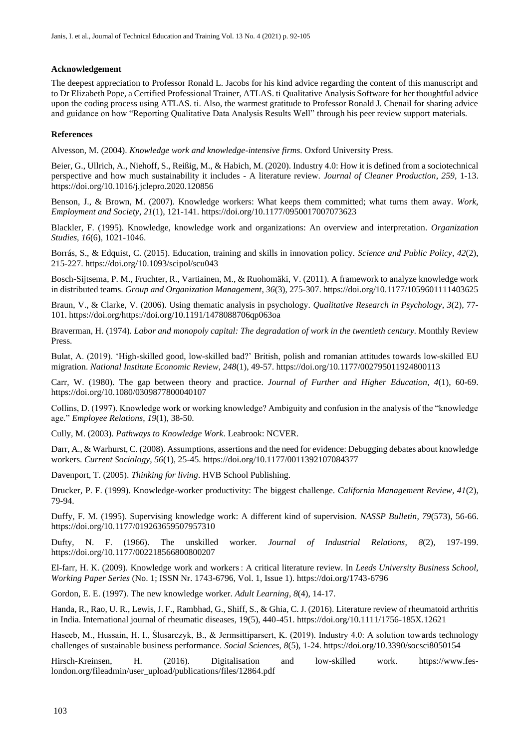### Acknowledgement

The deepest appreciation to Professor Ronald L. Jacobs for his kind advice regarding the content of this manuscript and to Dr Elizabeth Pope, a Certified Professional Trainer, ATLAS. ti Qualitative Analysis Software for her thoughtful advice upon the coding process using ATLAS. ti. Also, the warmest gratitude to Professor Ronald J. Chenail for sharing advice and guidance on how "Reporting Qualitative Data Analysis Results Well" through his peer review support materials.

### References

Alvesson, M. (2004). *Knowledge work and knowledge-intensive firms*. Oxford University Press.

Beier, G., Ullrich, A., Niehoff, S., Reißig, M., & Habich, M. (2020). Industry 4.0: How it is defined from a sociotechnical perspective and how much sustainability it includes - A literature review. *Journal of Cleaner Production*, *259*, 1-13. https://doi.org/10.1016/j.jclepro.2020.120856

Benson, J., & Brown, M. (2007). Knowledge workers: What keeps them committed; what turns them away. *Work, Employment and Society*, *21*(1), 121-141. https://doi.org/10.1177/0950017007073623

Blackler, F. (1995). Knowledge, knowledge work and organizations: An overview and interpretation. *Organization Studies*, *16*(6), 1021-1046.

Borrás, S., & Edquist, C. (2015). Education, training and skills in innovation policy. *Science and Public Policy*, *42*(2), 215-227. https://doi.org/10.1093/scipol/scu043

Bosch-Sijtsema, P. M., Fruchter, R., Vartiainen, M., & Ruohomäki, V. (2011). A framework to analyze knowledge work in distributed teams. *Group and Organization Management*, *36*(3), 275-307. https://doi.org/10.1177/1059601111403625

Braun, V., & Clarke, V. (2006). Using thematic analysis in psychology. *Qualitative Research in Psychology*, *3*(2), 77-101. https://doi.org/https://doi.org/10.1191/1478088706qp063oa

Braverman, H. (1974). *Labor and monopoly capital: The degradation of work in the twentieth century*. Monthly Review Press.

Bulat, A. (2019). 'High-skilled good, low-skilled bad?' British, polish and romanian attitudes towards low-skilled EU migration. *National Institute Economic Review*, *248*(1), 49-57. https://doi.org/10.1177/002795011924800113

Carr, W. (1980). The gap between theory and practice. *Journal of Further and Higher Education*, *4*(1), 60-69. https://doi.org/10.1080/0309877800040107

Collins, D. (1997). Knowledge work or working knowledge? Ambiguity and confusion in the analysis of the "knowledge age." *Employee Relations*, *19*(1), 38-50.

Cully, M. (2003). *Pathways to Knowledge Work*. Leabrook: NCVER.

Darr, A., & Warhurst, C. (2008). Assumptions, assertions and the need for evidence: Debugging debates about knowledge workers. *Current Sociology*, *56*(1), 25-45. https://doi.org/10.1177/0011392107084377

Davenport, T. (2005). *Thinking for living*. HVB School Publishing.

Drucker, P. F. (1999). Knowledge-worker productivity: The biggest challenge. *California Management Review*, *41*(2), 79-94.

Duffy, F. M. (1995). Supervising knowledge work: A different kind of supervision. *NASSP Bulletin*, *79*(573), 56-66. https://doi.org/10.1177/019263659507957310

Dufty, N. F. (1966). The unskilled worker. *Journal of Industrial Relations*, *8*(2), 197-199. https://doi.org/10.1177/002218566800800207

El-farr, H. K. (2009). Knowledge work and workers : A critical literature review. In *Leeds University Business School, Working Paper Series* (No. 1; ISSN Nr. 1743-6796, Vol. 1, Issue 1). https://doi.org/1743-6796

Gordon, E. E. (1997). The new knowledge worker. *Adult Learning*, *8*(4), 14-17.

Handa, R., Rao, U. R., Lewis, J. F., Rambhad, G., Shiff, S., & Ghia, C. J. (2016). Literature review of rheumatoid arthritis in India. International journal of rheumatic diseases, 19(5), 440-451. https://doi.org/10.1111/1756-185X.12621

Haseeb, M., Hussain, H. I., Ślusarczyk, B., & Jermsittiparsert, K. (2019). Industry 4.0: A solution towards technology challenges of sustainable business performance. *Social Sciences*, *8*(5), 1-24. https://doi.org/10.3390/socsci8050154

Hirsch-Kreinsen, H. (2016). Digitalisation and low-skilled work. https://www.fes-london.org/fileadmin/user_upload/publications/files/12864.pdf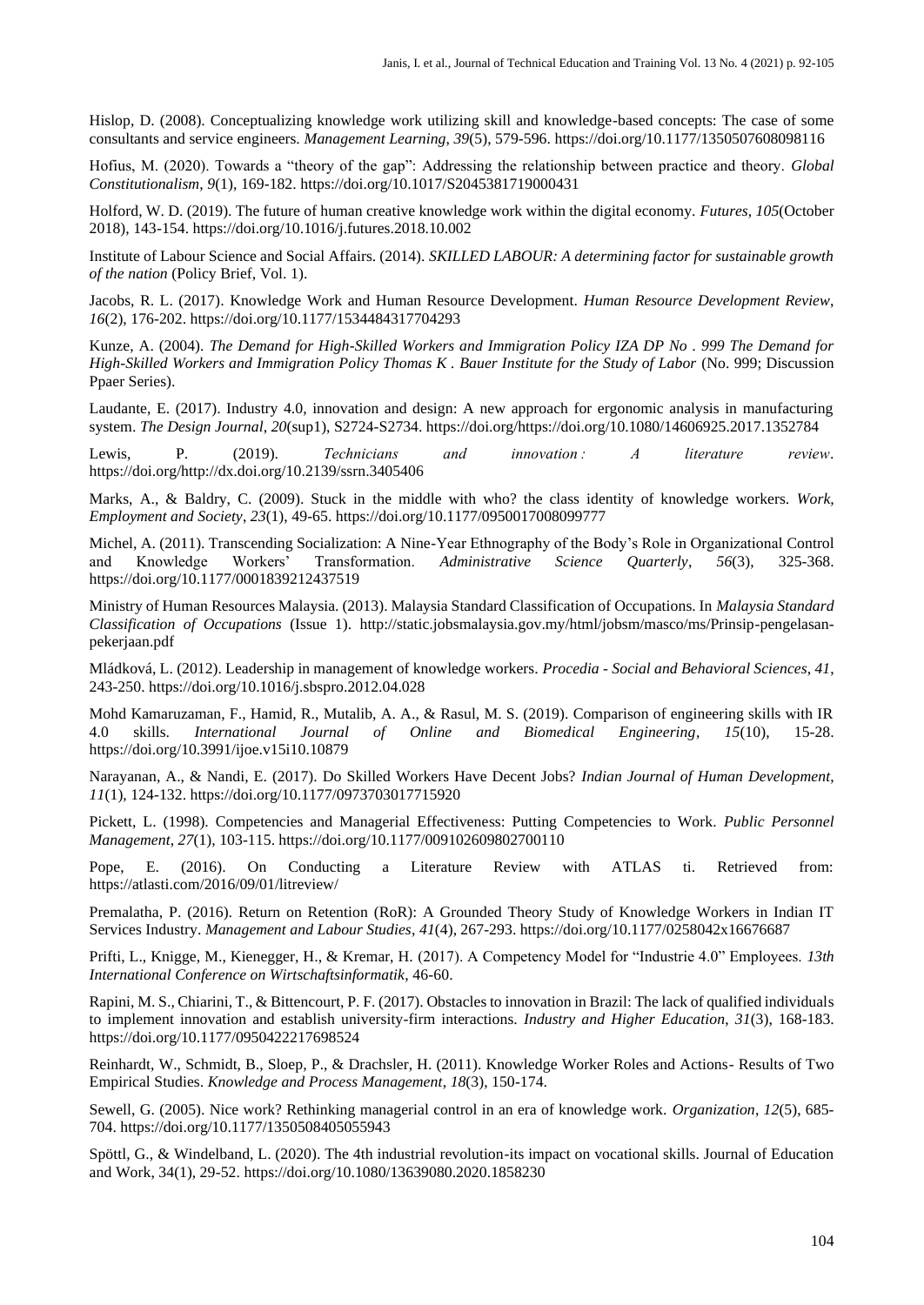Hislop, D. (2008). Conceptualizing knowledge work utilizing skill and knowledge-based concepts: The case of some consultants and service engineers. *Management Learning*, *39*(5), 579-596. https://doi.org/10.1177/1350507608098116

Hofius, M. (2020). Towards a "theory of the gap": Addressing the relationship between practice and theory. *Global Constitutionalism*, *9*(1), 169-182. https://doi.org/10.1017/S2045381719000431

Holford, W. D. (2019). The future of human creative knowledge work within the digital economy. *Futures*, *105*(October 2018), 143-154. https://doi.org/10.1016/j.futures.2018.10.002

Institute of Labour Science and Social Affairs. (2014). *SKILLED LABOUR: A determining factor for sustainable growth of the nation* (Policy Brief, Vol. 1).

Jacobs, R. L. (2017). Knowledge Work and Human Resource Development. *Human Resource Development Review*, *16*(2), 176-202. https://doi.org/10.1177/1534484317704293

Kunze, A. (2004). *The Demand for High-Skilled Workers and Immigration Policy IZA DP No . 999 The Demand for High-Skilled Workers and Immigration Policy Thomas K . Bauer Institute for the Study of Labor* (No. 999; Discussion Ppaer Series).

Laudante, E. (2017). Industry 4.0, innovation and design: A new approach for ergonomic analysis in manufacturing system. *The Design Journal*, *20*(sup1), S2724-S2734. https://doi.org/https://doi.org/10.1080/14606925.2017.1352784

Lewis, P. (2019). *Technicians and innovation : A literature review*. https://doi.org/http://dx.doi.org/10.2139/ssrn.3405406

Marks, A., & Baldry, C. (2009). Stuck in the middle with who? the class identity of knowledge workers. *Work, Employment and Society*, *23*(1), 49-65. https://doi.org/10.1177/0950017008099777

Michel, A. (2011). Transcending Socialization: A Nine-Year Ethnography of the Body's Role in Organizational Control and Knowledge Workers' Transformation. *Administrative Science Quarterly*, *56*(3), 325-368. https://doi.org/10.1177/0001839212437519

Ministry of Human Resources Malaysia. (2013). Malaysia Standard Classification of Occupations. In *Malaysia Standard Classification of Occupations* (Issue 1). http://static.jobsmalaysia.gov.my/html/jobsm/masco/ms/Prinsip-pengelasan-pekerjaan.pdf

Mládková, L. (2012). Leadership in management of knowledge workers. *Procedia - Social and Behavioral Sciences*, *41*, 243-250. https://doi.org/10.1016/j.sbspro.2012.04.028

Mohd Kamaruzaman, F., Hamid, R., Mutalib, A. A., & Rasul, M. S. (2019). Comparison of engineering skills with IR 4.0 skills. *International Journal of Online and Biomedical Engineering*, *15*(10), 15-28. https://doi.org/10.3991/ijoe.v15i10.10879

Narayanan, A., & Nandi, E. (2017). Do Skilled Workers Have Decent Jobs? *Indian Journal of Human Development*, *11*(1), 124-132. https://doi.org/10.1177/0973703017715920

Pickett, L. (1998). Competencies and Managerial Effectiveness: Putting Competencies to Work. *Public Personnel Management*, *27*(1), 103-115. https://doi.org/10.1177/009102609802700110

Pope, E. (2016). On Conducting a Literature Review with ATLAS ti. Retrieved from: https://atlasti.com/2016/09/01/litreview/

Premalatha, P. (2016). Return on Retention (RoR): A Grounded Theory Study of Knowledge Workers in Indian IT Services Industry. *Management and Labour Studies*, *41*(4), 267-293. https://doi.org/10.1177/0258042x16676687

Prifti, L., Knigge, M., Kienegger, H., & Kremar, H. (2017). A Competency Model for "Industrie 4.0" Employees. *13th International Conference on Wirtschaftsinformatik*, 46-60.

Rapini, M. S., Chiarini, T., & Bittencourt, P. F. (2017). Obstacles to innovation in Brazil: The lack of qualified individuals to implement innovation and establish university-firm interactions. *Industry and Higher Education*, *31*(3), 168-183. https://doi.org/10.1177/0950422217698524

Reinhardt, W., Schmidt, B., Sloep, P., & Drachsler, H. (2011). Knowledge Worker Roles and Actions- Results of Two Empirical Studies. *Knowledge and Process Management*, *18*(3), 150-174.

Sewell, G. (2005). Nice work? Rethinking managerial control in an era of knowledge work. *Organization*, *12*(5), 685-704. https://doi.org/10.1177/1350508405055943

Spöttl, G., & Windelband, L. (2020). The 4th industrial revolution-its impact on vocational skills. Journal of Education and Work, 34(1), 29-52. https://doi.org/10.1080/13639080.2020.1858230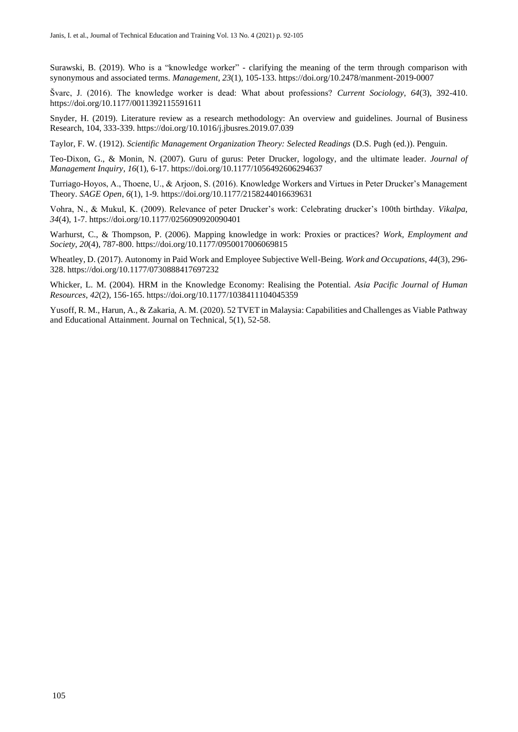Surawski, B. (2019). Who is a "knowledge worker" - clarifying the meaning of the term through comparison with synonymous and associated terms. *Management*, *23*(1), 105-133. https://doi.org/10.2478/manment-2019-0007

Švarc, J. (2016). The knowledge worker is dead: What about professions? *Current Sociology*, *64*(3), 392-410. https://doi.org/10.1177/0011392115591611

Snyder, H. (2019). Literature review as a research methodology: An overview and guidelines. Journal of Business Research, 104, 333-339. https://doi.org/10.1016/j.jbusres.2019.07.039

Taylor, F. W. (1912). *Scientific Management Organization Theory: Selected Readings* (D.S. Pugh (ed.)). Penguin.

Teo-Dixon, G., & Monin, N. (2007). Guru of gurus: Peter Drucker, logology, and the ultimate leader. *Journal of Management Inquiry*, *16*(1), 6-17. https://doi.org/10.1177/1056492606294637

Turriago-Hoyos, A., Thoene, U., & Arjoon, S. (2016). Knowledge Workers and Virtues in Peter Drucker's Management Theory. *SAGE Open*, *6*(1), 1-9. https://doi.org/10.1177/2158244016639631

Vohra, N., & Mukul, K. (2009). Relevance of peter Drucker's work: Celebrating drucker's 100th birthday. *Vikalpa*, *34*(4), 1-7. https://doi.org/10.1177/0256090920090401

Warhurst, C., & Thompson, P. (2006). Mapping knowledge in work: Proxies or practices? *Work, Employment and Society*, *20*(4), 787-800. https://doi.org/10.1177/0950017006069815

Wheatley, D. (2017). Autonomy in Paid Work and Employee Subjective Well-Being. *Work and Occupations*, *44*(3), 296-328. https://doi.org/10.1177/0730888417697232

Whicker, L. M. (2004). HRM in the Knowledge Economy: Realising the Potential. *Asia Pacific Journal of Human Resources*, *42*(2), 156-165. https://doi.org/10.1177/1038411104045359

Yusoff, R. M., Harun, A., & Zakaria, A. M. (2020). 52 TVET in Malaysia: Capabilities and Challenges as Viable Pathway and Educational Attainment. Journal on Technical, 5(1), 52-58.